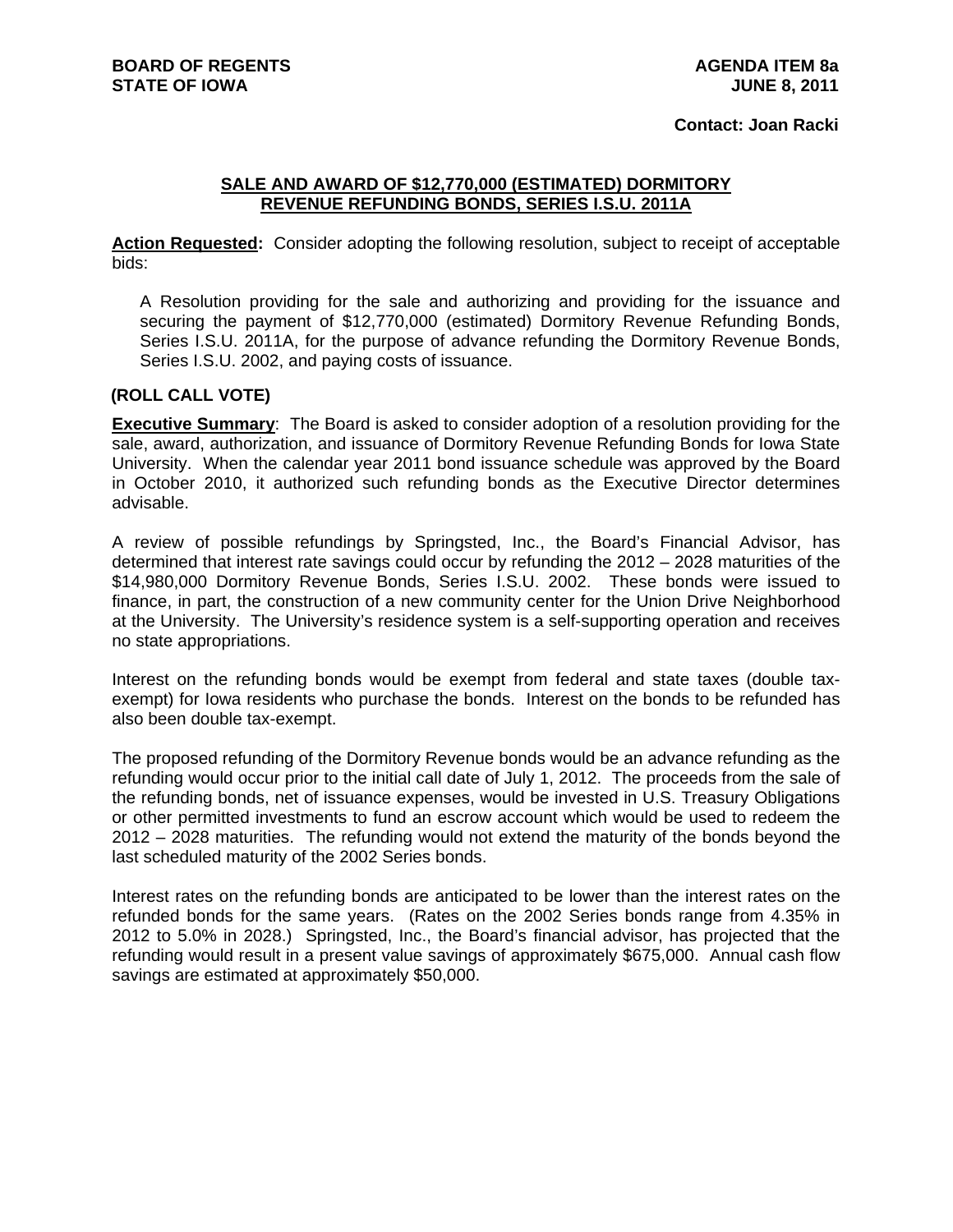**BOARD OF REGENTS**
**STATE OF IOWA**

**AGENDA ITEM 8a**
**JUNE 8, 2011**

**Contact: Joan Racki**

## SALE AND AWARD OF $12,770,000 (ESTIMATED) DORMITORY REVENUE REFUNDING BONDS, SERIES I.S.U. 2011A

**Action Requested:** Consider adopting the following resolution, subject to receipt of acceptable bids:

> A Resolution providing for the sale and authorizing and providing for the issuance and securing the payment of $12,770,000 (estimated) Dormitory Revenue Refunding Bonds, Series I.S.U. 2011A, for the purpose of advance refunding the Dormitory Revenue Bonds, Series I.S.U. 2002, and paying costs of issuance.

**(ROLL CALL VOTE)**

**Executive Summary**: The Board is asked to consider adoption of a resolution providing for the sale, award, authorization, and issuance of Dormitory Revenue Refunding Bonds for Iowa State University. When the calendar year 2011 bond issuance schedule was approved by the Board in October 2010, it authorized such refunding bonds as the Executive Director determines advisable.

A review of possible refundings by Springsted, Inc., the Board's Financial Advisor, has determined that interest rate savings could occur by refunding the 2012 – 2028 maturities of the $14,980,000 Dormitory Revenue Bonds, Series I.S.U. 2002. These bonds were issued to finance, in part, the construction of a new community center for the Union Drive Neighborhood at the University. The University's residence system is a self-supporting operation and receives no state appropriations.

Interest on the refunding bonds would be exempt from federal and state taxes (double tax-exempt) for Iowa residents who purchase the bonds. Interest on the bonds to be refunded has also been double tax-exempt.

The proposed refunding of the Dormitory Revenue bonds would be an advance refunding as the refunding would occur prior to the initial call date of July 1, 2012. The proceeds from the sale of the refunding bonds, net of issuance expenses, would be invested in U.S. Treasury Obligations or other permitted investments to fund an escrow account which would be used to redeem the 2012 – 2028 maturities. The refunding would not extend the maturity of the bonds beyond the last scheduled maturity of the 2002 Series bonds.

Interest rates on the refunding bonds are anticipated to be lower than the interest rates on the refunded bonds for the same years. (Rates on the 2002 Series bonds range from 4.35% in 2012 to 5.0% in 2028.) Springsted, Inc., the Board's financial advisor, has projected that the refunding would result in a present value savings of approximately $675,000. Annual cash flow savings are estimated at approximately $50,000.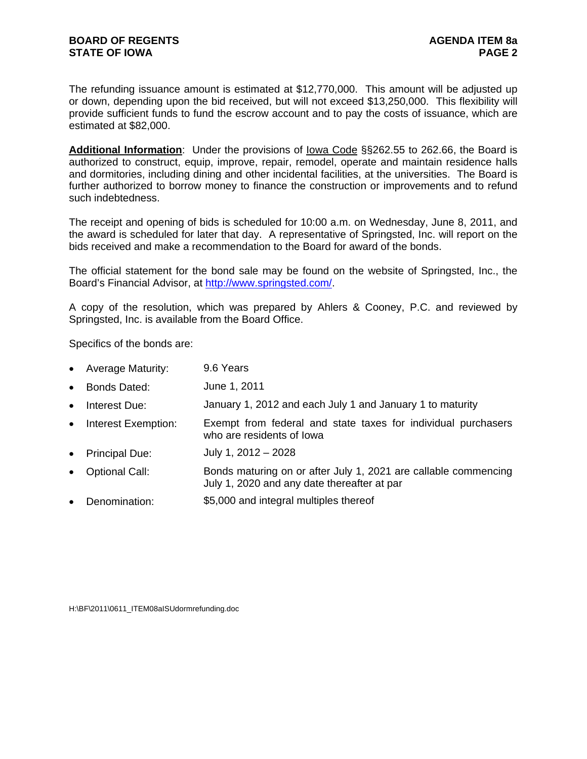The refunding issuance amount is estimated at $12,770,000. This amount will be adjusted up or down, depending upon the bid received, but will not exceed $13,250,000. This flexibility will provide sufficient funds to fund the escrow account and to pay the costs of issuance, which are estimated at $82,000.

**Additional Information**: Under the provisions of Iowa Code §§262.55 to 262.66, the Board is authorized to construct, equip, improve, repair, remodel, operate and maintain residence halls and dormitories, including dining and other incidental facilities, at the universities. The Board is further authorized to borrow money to finance the construction or improvements and to refund such indebtedness.

The receipt and opening of bids is scheduled for 10:00 a.m. on Wednesday, June 8, 2011, and the award is scheduled for later that day. A representative of Springsted, Inc. will report on the bids received and make a recommendation to the Board for award of the bonds.

The official statement for the bond sale may be found on the website of Springsted, Inc., the Board's Financial Advisor, at http://www.springsted.com/.

A copy of the resolution, which was prepared by Ahlers & Cooney, P.C. and reviewed by Springsted, Inc. is available from the Board Office.

Specifics of the bonds are:

- Average Maturity: 9.6 Years
- Bonds Dated: June 1, 2011
- Interest Due: January 1, 2012 and each July 1 and January 1 to maturity
- Interest Exemption: Exempt from federal and state taxes for individual purchasers who are residents of Iowa
- Principal Due: July 1, 2012 – 2028
- Optional Call: Bonds maturing on or after July 1, 2021 are callable commencing July 1, 2020 and any date thereafter at par
- Denomination: $5,000 and integral multiples thereof

H:\BF\2011\0611_ITEM08aISUdormrefunding.doc